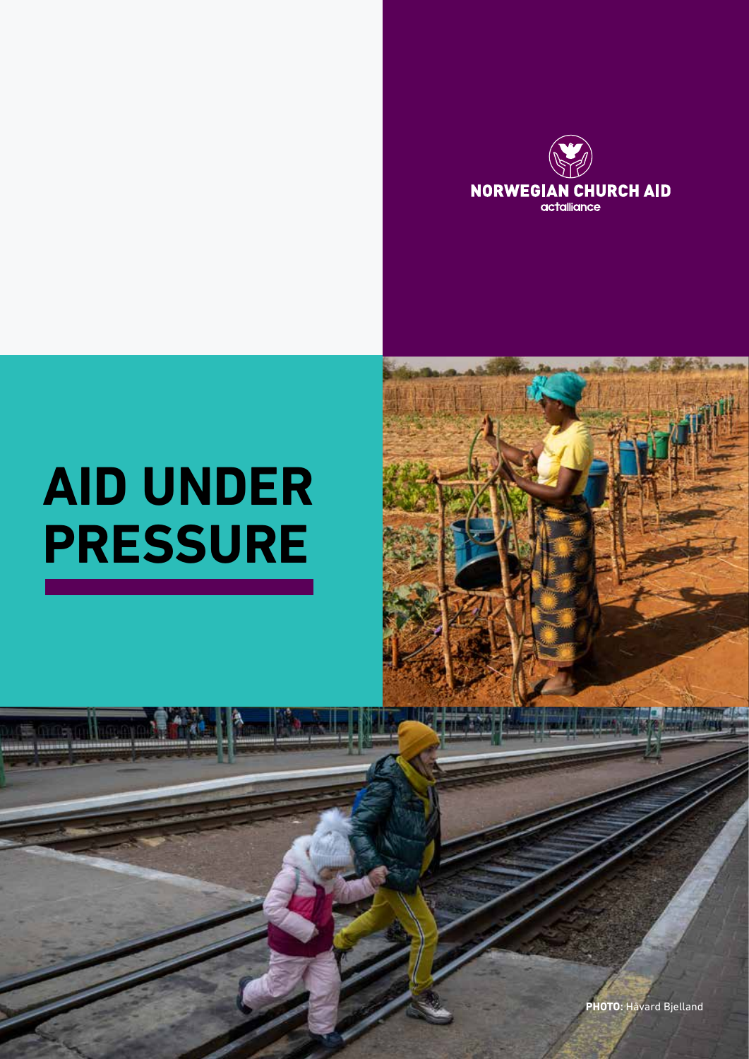NORWEGIAN CHURCH AID

actalliance

# AID UNDER PRESSURE

**PHOTO:** Håvard Bjelland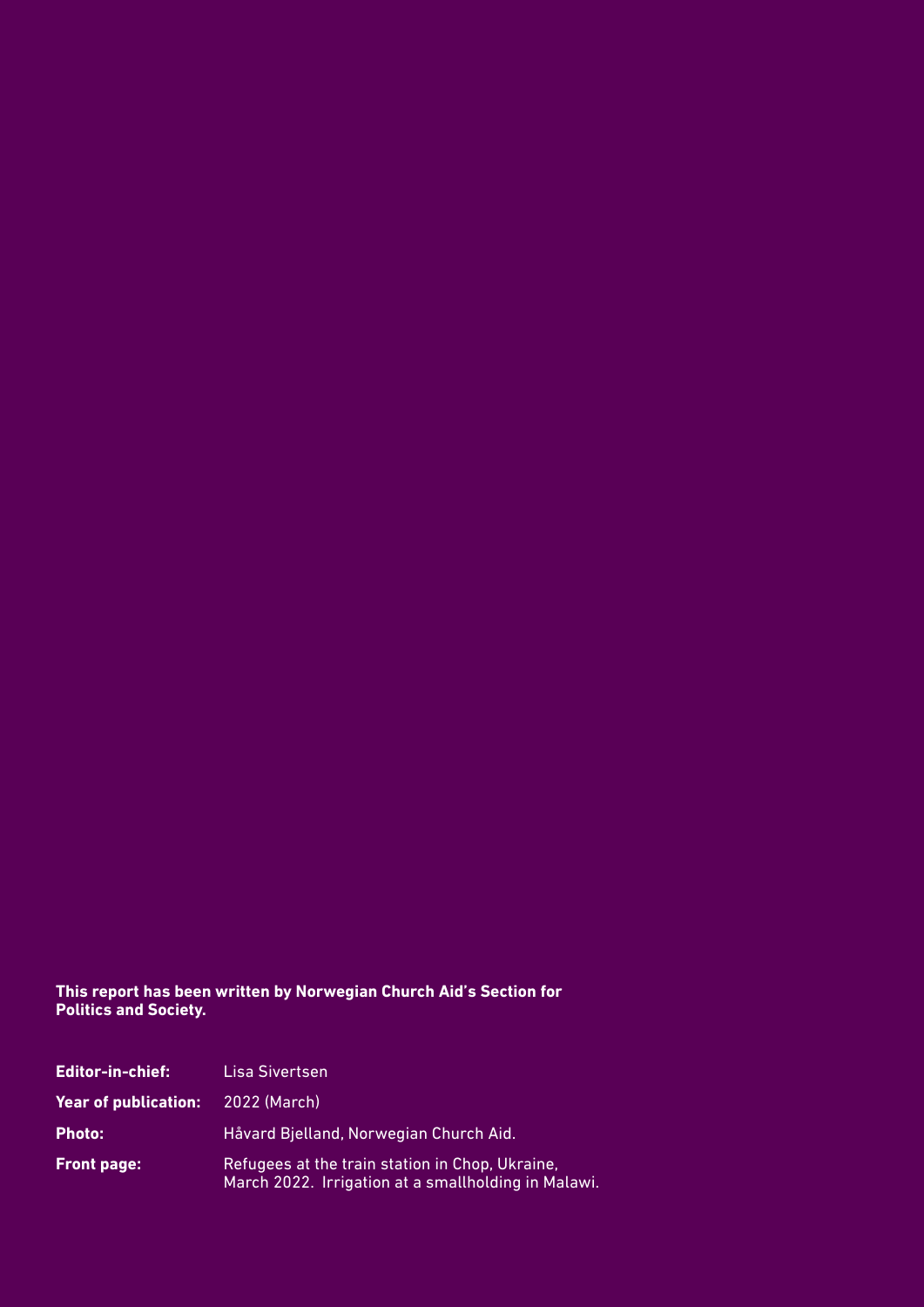**This report has been written by Norwegian Church Aid's Section for Politics and Society.**

**Editor-in-chief:** Lisa Sivertsen

**Year of publication:** 2022 (March)

**Photo:** Håvard Bjelland, Norwegian Church Aid.

**Front page:** Refugees at the train station in Chop, Ukraine, March 2022. Irrigation at a smallholding in Malawi.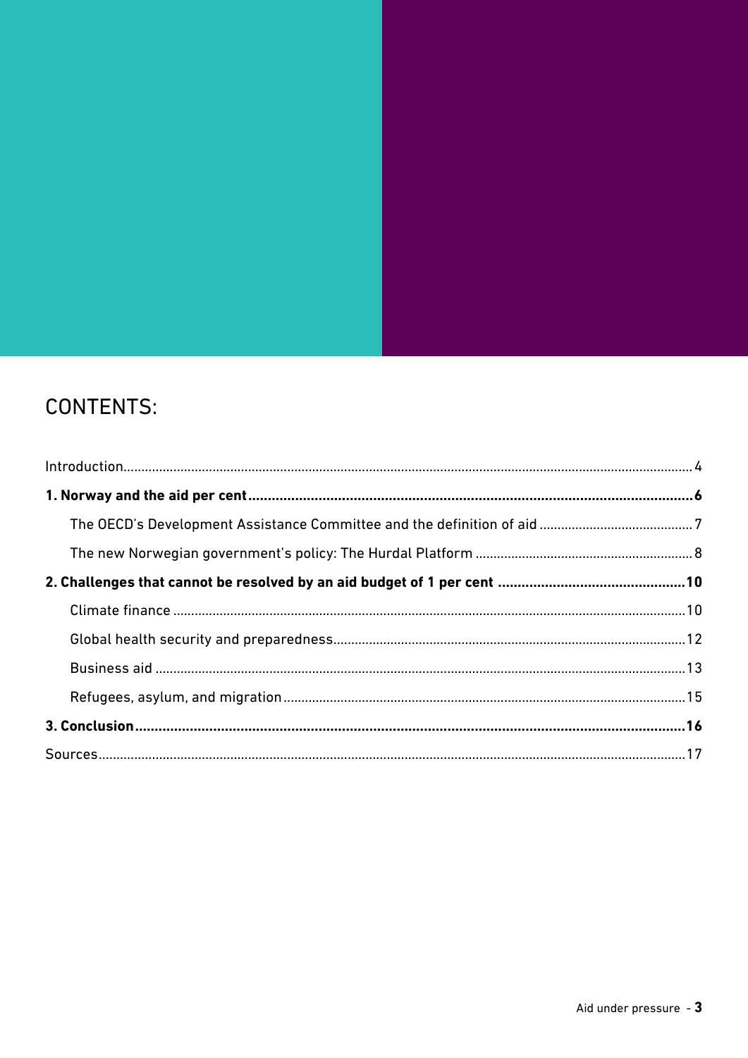# CONTENTS:

Introduction ..... 4

**1. Norway and the aid per cent ..... 6**

- The OECD's Development Assistance Committee and the definition of aid ..... 7
- The new Norwegian government's policy: The Hurdal Platform ..... 8

**2. Challenges that cannot be resolved by an aid budget of 1 per cent ..... 10**

- Climate finance ..... 10
- Global health security and preparedness ..... 12
- Business aid ..... 13
- Refugees, asylum, and migration ..... 15

**3. Conclusion ..... 16**

Sources ..... 17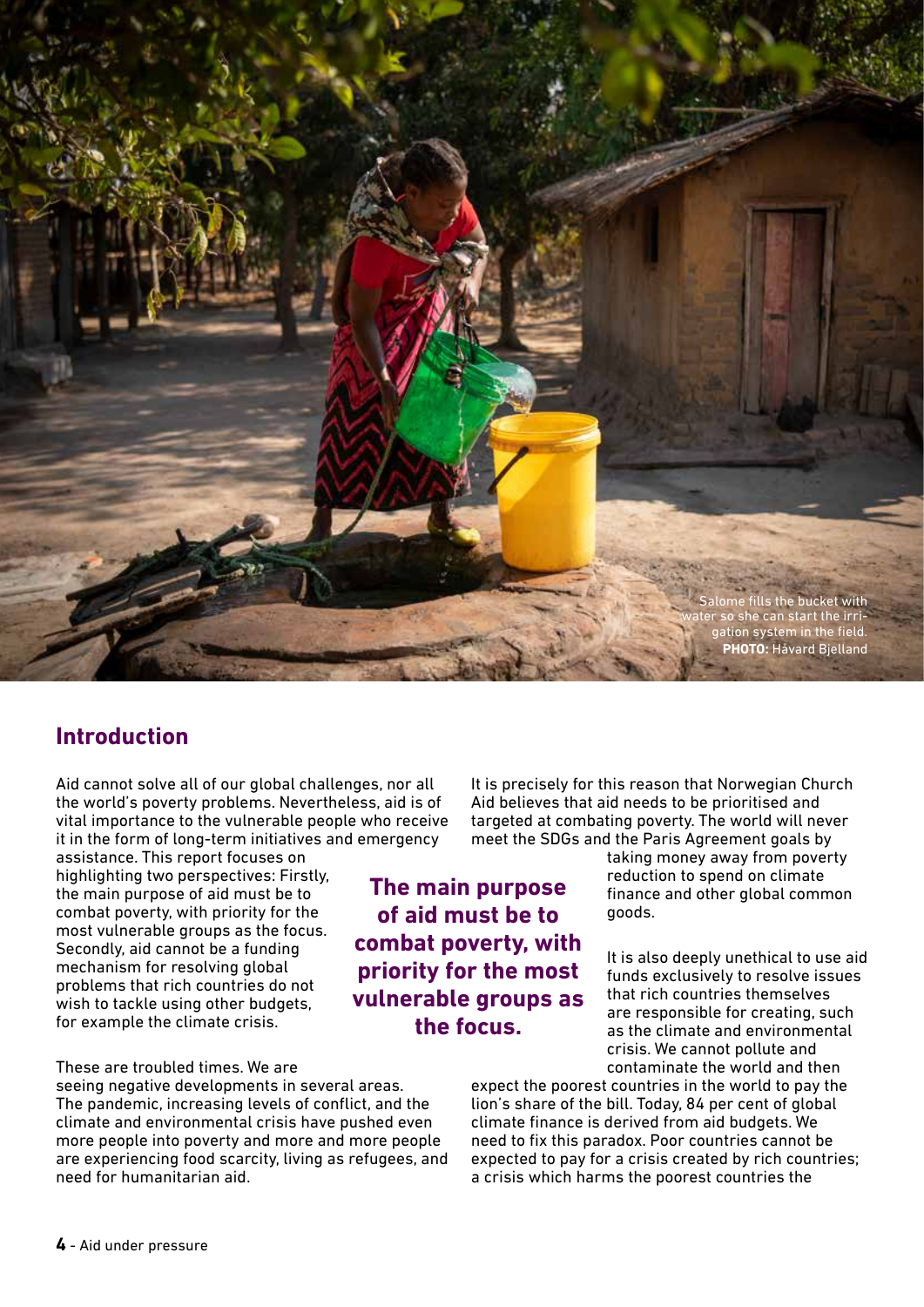Salome fills the bucket with water so she can start the irrigation system in the field. **PHOTO:** Håvard Bjelland

## Introduction

Aid cannot solve all of our global challenges, nor all the world's poverty problems. Nevertheless, aid is of vital importance to the vulnerable people who receive it in the form of long-term initiatives and emergency assistance. This report focuses on highlighting two perspectives: Firstly, the main purpose of aid must be to combat poverty, with priority for the most vulnerable groups as the focus. Secondly, aid cannot be a funding mechanism for resolving global problems that rich countries do not wish to tackle using other budgets, for example the climate crisis.

These are troubled times. We are seeing negative developments in several areas. The pandemic, increasing levels of conflict, and the climate and environmental crisis have pushed even more people into poverty and more and more people are experiencing food scarcity, living as refugees, and need for humanitarian aid.

**The main purpose of aid must be to combat poverty, with priority for the most vulnerable groups as the focus.**

It is precisely for this reason that Norwegian Church Aid believes that aid needs to be prioritised and targeted at combating poverty. The world will never meet the SDGs and the Paris Agreement goals by taking money away from poverty reduction to spend on climate finance and other global common goods.

It is also deeply unethical to use aid funds exclusively to resolve issues that rich countries themselves are responsible for creating, such as the climate and environmental crisis. We cannot pollute and contaminate the world and then expect the poorest countries in the world to pay the lion's share of the bill. Today, 84 per cent of global climate finance is derived from aid budgets. We need to fix this paradox. Poor countries cannot be expected to pay for a crisis created by rich countries; a crisis which harms the poorest countries the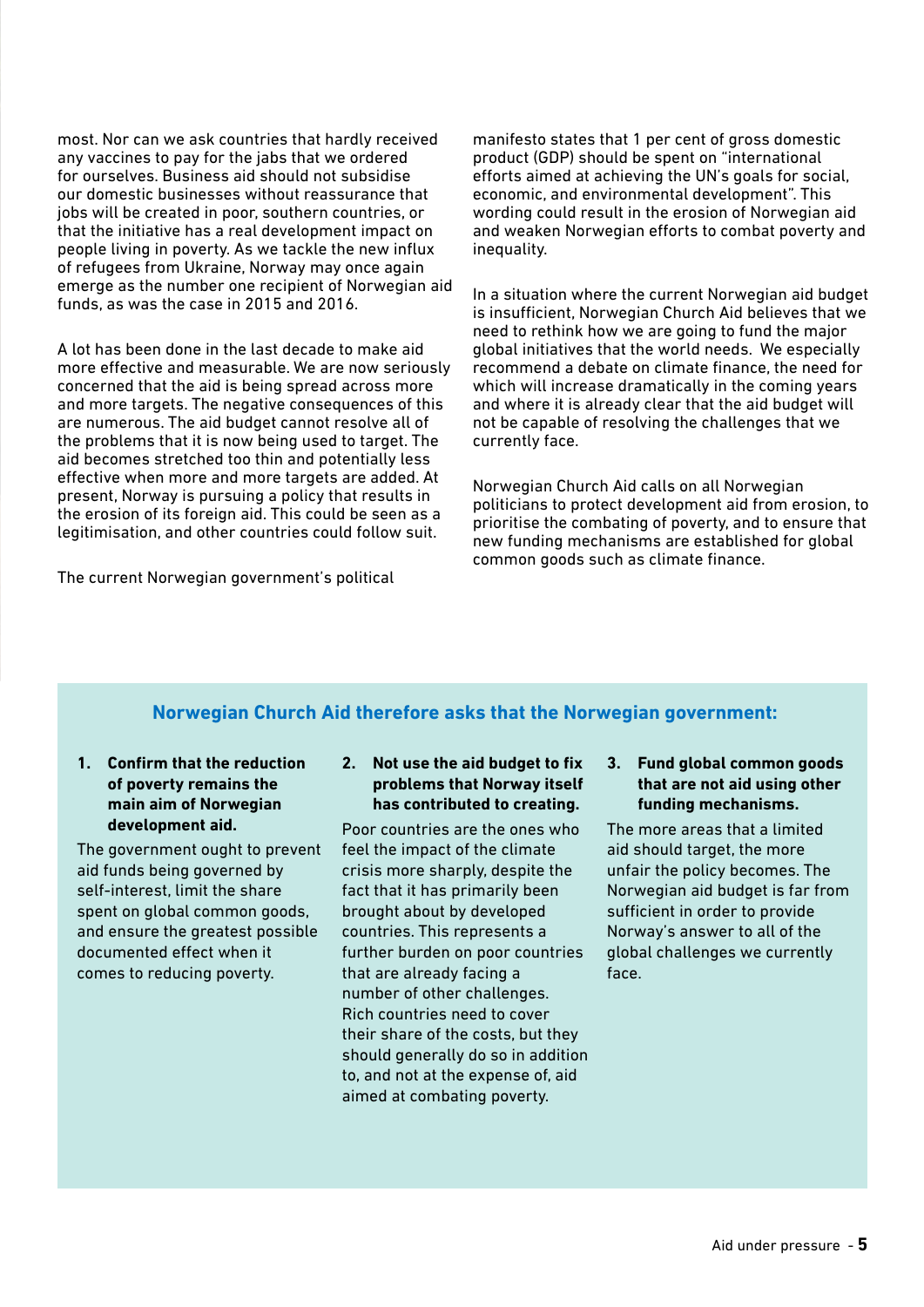most. Nor can we ask countries that hardly received any vaccines to pay for the jabs that we ordered for ourselves. Business aid should not subsidise our domestic businesses without reassurance that jobs will be created in poor, southern countries, or that the initiative has a real development impact on people living in poverty. As we tackle the new influx of refugees from Ukraine, Norway may once again emerge as the number one recipient of Norwegian aid funds, as was the case in 2015 and 2016.

A lot has been done in the last decade to make aid more effective and measurable. We are now seriously concerned that the aid is being spread across more and more targets. The negative consequences of this are numerous. The aid budget cannot resolve all of the problems that it is now being used to target. The aid becomes stretched too thin and potentially less effective when more and more targets are added. At present, Norway is pursuing a policy that results in the erosion of its foreign aid. This could be seen as a legitimisation, and other countries could follow suit.

The current Norwegian government's political manifesto states that 1 per cent of gross domestic product (GDP) should be spent on "international efforts aimed at achieving the UN's goals for social, economic, and environmental development". This wording could result in the erosion of Norwegian aid and weaken Norwegian efforts to combat poverty and inequality.

In a situation where the current Norwegian aid budget is insufficient, Norwegian Church Aid believes that we need to rethink how we are going to fund the major global initiatives that the world needs. We especially recommend a debate on climate finance, the need for which will increase dramatically in the coming years and where it is already clear that the aid budget will not be capable of resolving the challenges that we currently face.

Norwegian Church Aid calls on all Norwegian politicians to protect development aid from erosion, to prioritise the combating of poverty, and to ensure that new funding mechanisms are established for global common goods such as climate finance.

### Norwegian Church Aid therefore asks that the Norwegian government:

1. **Confirm that the reduction of poverty remains the main aim of Norwegian development aid.**

   The government ought to prevent aid funds being governed by self-interest, limit the share spent on global common goods, and ensure the greatest possible documented effect when it comes to reducing poverty.

2. **Not use the aid budget to fix problems that Norway itself has contributed to creating.**

   Poor countries are the ones who feel the impact of the climate crisis more sharply, despite the fact that it has primarily been brought about by developed countries. This represents a further burden on poor countries that are already facing a number of other challenges. Rich countries need to cover their share of the costs, but they should generally do so in addition to, and not at the expense of, aid aimed at combating poverty.

3. **Fund global common goods that are not aid using other funding mechanisms.**

   The more areas that a limited aid should target, the more unfair the policy becomes. The Norwegian aid budget is far from sufficient in order to provide Norway's answer to all of the global challenges we currently face.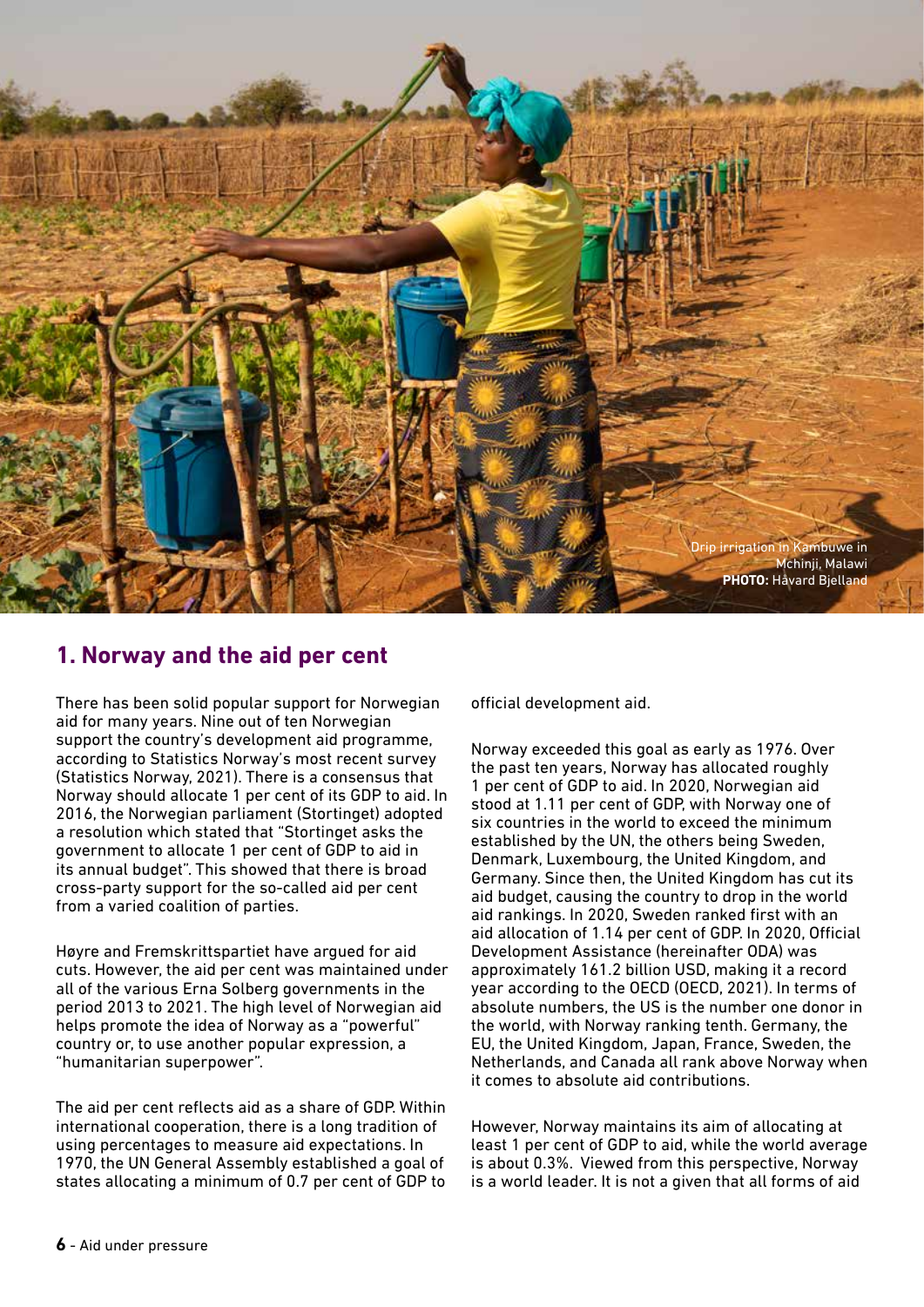Drip irrigation in Kambuwe in Mchinji, Malawi
**PHOTO:** Håvard Bjelland

## 1. Norway and the aid per cent

There has been solid popular support for Norwegian aid for many years. Nine out of ten Norwegian support the country's development aid programme, according to Statistics Norway's most recent survey (Statistics Norway, 2021). There is a consensus that Norway should allocate 1 per cent of its GDP to aid. In 2016, the Norwegian parliament (Stortinget) adopted a resolution which stated that "Stortinget asks the government to allocate 1 per cent of GDP to aid in its annual budget". This showed that there is broad cross-party support for the so-called aid per cent from a varied coalition of parties.

Høyre and Fremskrittspartiet have argued for aid cuts. However, the aid per cent was maintained under all of the various Erna Solberg governments in the period 2013 to 2021. The high level of Norwegian aid helps promote the idea of Norway as a "powerful" country or, to use another popular expression, a "humanitarian superpower".

The aid per cent reflects aid as a share of GDP. Within international cooperation, there is a long tradition of using percentages to measure aid expectations. In 1970, the UN General Assembly established a goal of states allocating a minimum of 0.7 per cent of GDP to official development aid.

Norway exceeded this goal as early as 1976. Over the past ten years, Norway has allocated roughly 1 per cent of GDP to aid. In 2020, Norwegian aid stood at 1.11 per cent of GDP, with Norway one of six countries in the world to exceed the minimum established by the UN, the others being Sweden, Denmark, Luxembourg, the United Kingdom, and Germany. Since then, the United Kingdom has cut its aid budget, causing the country to drop in the world aid rankings. In 2020, Sweden ranked first with an aid allocation of 1.14 per cent of GDP. In 2020, Official Development Assistance (hereinafter ODA) was approximately 161.2 billion USD, making it a record year according to the OECD (OECD, 2021). In terms of absolute numbers, the US is the number one donor in the world, with Norway ranking tenth. Germany, the EU, the United Kingdom, Japan, France, Sweden, the Netherlands, and Canada all rank above Norway when it comes to absolute aid contributions.

However, Norway maintains its aim of allocating at least 1 per cent of GDP to aid, while the world average is about 0.3%. Viewed from this perspective, Norway is a world leader. It is not a given that all forms of aid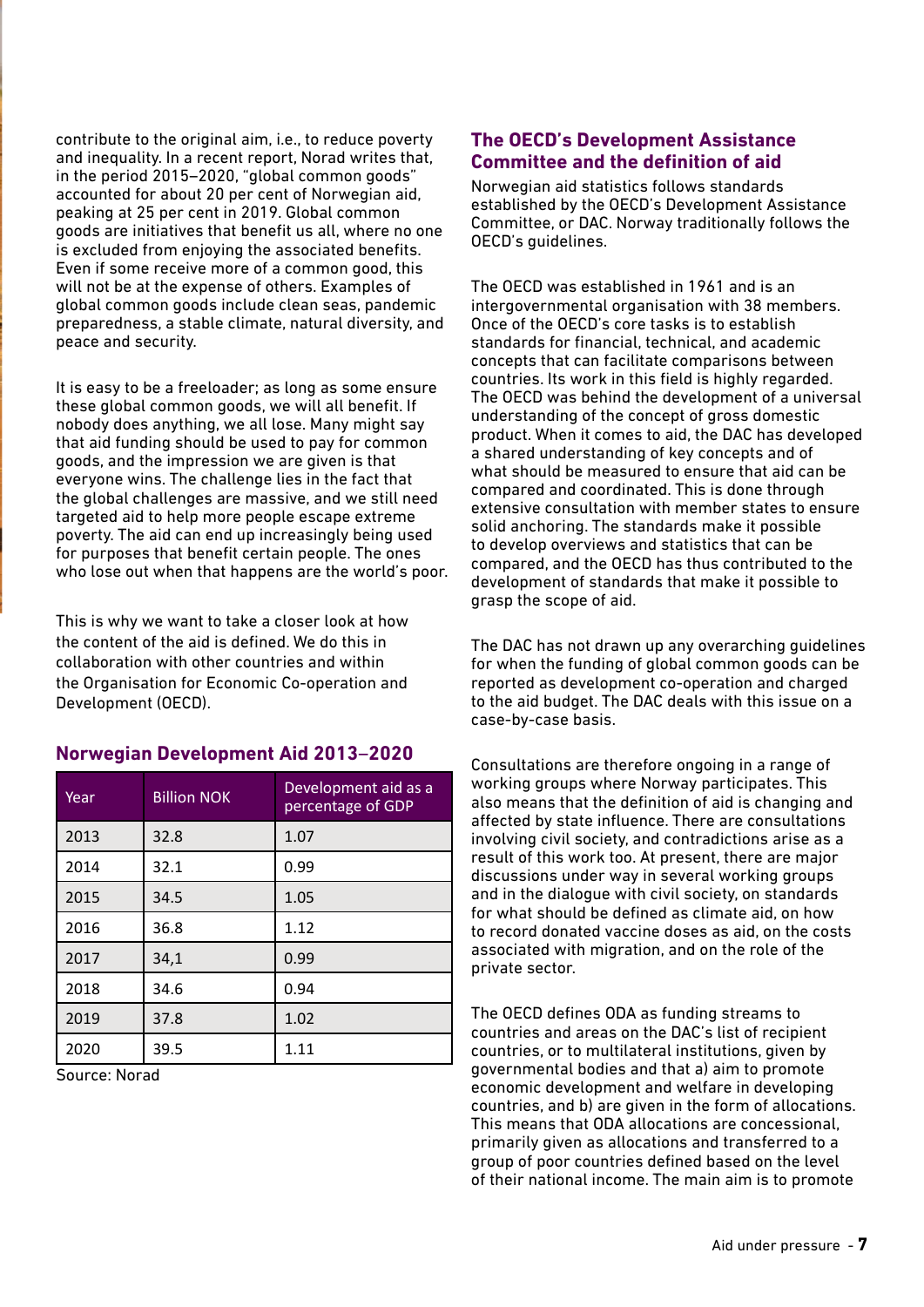contribute to the original aim, i.e., to reduce poverty and inequality. In a recent report, Norad writes that, in the period 2015–2020, "global common goods" accounted for about 20 per cent of Norwegian aid, peaking at 25 per cent in 2019. Global common goods are initiatives that benefit us all, where no one is excluded from enjoying the associated benefits. Even if some receive more of a common good, this will not be at the expense of others. Examples of global common goods include clean seas, pandemic preparedness, a stable climate, natural diversity, and peace and security.

It is easy to be a freeloader; as long as some ensure these global common goods, we will all benefit. If nobody does anything, we all lose. Many might say that aid funding should be used to pay for common goods, and the impression we are given is that everyone wins. The challenge lies in the fact that the global challenges are massive, and we still need targeted aid to help more people escape extreme poverty. The aid can end up increasingly being used for purposes that benefit certain people. The ones who lose out when that happens are the world's poor.

This is why we want to take a closer look at how the content of the aid is defined. We do this in collaboration with other countries and within the Organisation for Economic Co-operation and Development (OECD).

### Norwegian Development Aid 2013–2020

| Year | Billion NOK | Development aid as a percentage of GDP |
|---|---|---|
| 2013 | 32.8 | 1.07 |
| 2014 | 32.1 | 0.99 |
| 2015 | 34.5 | 1.05 |
| 2016 | 36.8 | 1.12 |
| 2017 | 34,1 | 0.99 |
| 2018 | 34.6 | 0.94 |
| 2019 | 37.8 | 1.02 |
| 2020 | 39.5 | 1.11 |

Source: Norad

## The OECD's Development Assistance Committee and the definition of aid

Norwegian aid statistics follows standards established by the OECD's Development Assistance Committee, or DAC. Norway traditionally follows the OECD's guidelines.

The OECD was established in 1961 and is an intergovernmental organisation with 38 members. Once of the OECD's core tasks is to establish standards for financial, technical, and academic concepts that can facilitate comparisons between countries. Its work in this field is highly regarded. The OECD was behind the development of a universal understanding of the concept of gross domestic product. When it comes to aid, the DAC has developed a shared understanding of key concepts and of what should be measured to ensure that aid can be compared and coordinated. This is done through extensive consultation with member states to ensure solid anchoring. The standards make it possible to develop overviews and statistics that can be compared, and the OECD has thus contributed to the development of standards that make it possible to grasp the scope of aid.

The DAC has not drawn up any overarching guidelines for when the funding of global common goods can be reported as development co-operation and charged to the aid budget. The DAC deals with this issue on a case-by-case basis.

Consultations are therefore ongoing in a range of working groups where Norway participates. This also means that the definition of aid is changing and affected by state influence. There are consultations involving civil society, and contradictions arise as a result of this work too. At present, there are major discussions under way in several working groups and in the dialogue with civil society, on standards for what should be defined as climate aid, on how to record donated vaccine doses as aid, on the costs associated with migration, and on the role of the private sector.

The OECD defines ODA as funding streams to countries and areas on the DAC's list of recipient countries, or to multilateral institutions, given by governmental bodies and that a) aim to promote economic development and welfare in developing countries, and b) are given in the form of allocations. This means that ODA allocations are concessional, primarily given as allocations and transferred to a group of poor countries defined based on the level of their national income. The main aim is to promote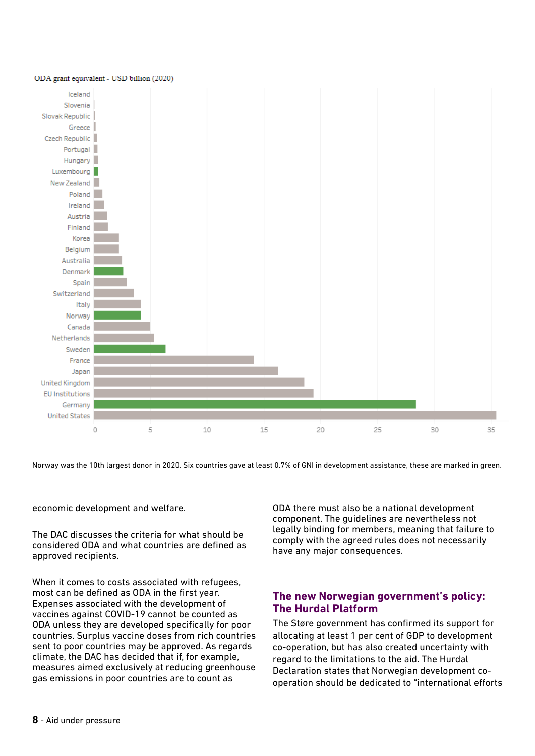ODA grant equivalent - USD billion (2020)

Norway was the 10th largest donor in 2020. Six countries gave at least 0.7% of GNI in development assistance, these are marked in green.

economic development and welfare.

The DAC discusses the criteria for what should be considered ODA and what countries are defined as approved recipients.

When it comes to costs associated with refugees, most can be defined as ODA in the first year. Expenses associated with the development of vaccines against COVID-19 cannot be counted as ODA unless they are developed specifically for poor countries. Surplus vaccine doses from rich countries sent to poor countries may be approved. As regards climate, the DAC has decided that if, for example, measures aimed exclusively at reducing greenhouse gas emissions in poor countries are to count as ODA there must also be a national development component. The guidelines are nevertheless not legally binding for members, meaning that failure to comply with the agreed rules does not necessarily have any major consequences.

## The new Norwegian government's policy: The Hurdal Platform

The Støre government has confirmed its support for allocating at least 1 per cent of GDP to development co-operation, but has also created uncertainty with regard to the limitations to the aid. The Hurdal Declaration states that Norwegian development co-operation should be dedicated to "international efforts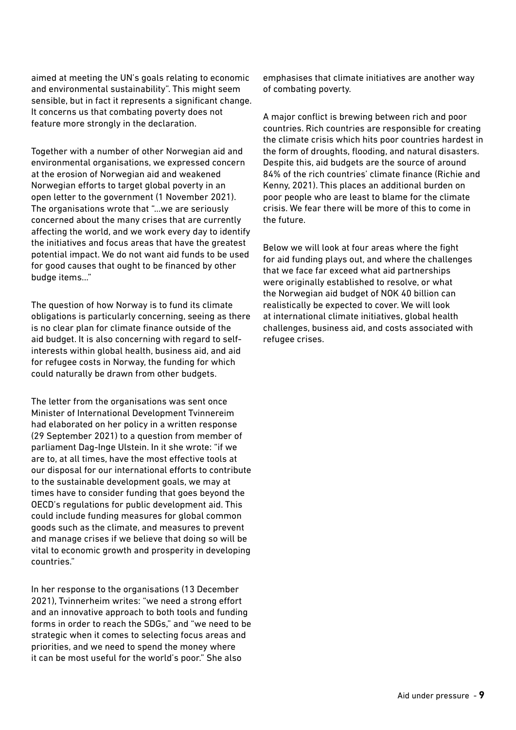aimed at meeting the UN's goals relating to economic and environmental sustainability". This might seem sensible, but in fact it represents a significant change. It concerns us that combating poverty does not feature more strongly in the declaration.

Together with a number of other Norwegian aid and environmental organisations, we expressed concern at the erosion of Norwegian aid and weakened Norwegian efforts to target global poverty in an open letter to the government (1 November 2021). The organisations wrote that "...we are seriously concerned about the many crises that are currently affecting the world, and we work every day to identify the initiatives and focus areas that have the greatest potential impact. We do not want aid funds to be used for good causes that ought to be financed by other budge items..."

The question of how Norway is to fund its climate obligations is particularly concerning, seeing as there is no clear plan for climate finance outside of the aid budget. It is also concerning with regard to self-interests within global health, business aid, and aid for refugee costs in Norway, the funding for which could naturally be drawn from other budgets.

The letter from the organisations was sent once Minister of International Development Tvinnereim had elaborated on her policy in a written response (29 September 2021) to a question from member of parliament Dag-Inge Ulstein. In it she wrote: "if we are to, at all times, have the most effective tools at our disposal for our international efforts to contribute to the sustainable development goals, we may at times have to consider funding that goes beyond the OECD's regulations for public development aid. This could include funding measures for global common goods such as the climate, and measures to prevent and manage crises if we believe that doing so will be vital to economic growth and prosperity in developing countries."

In her response to the organisations (13 December 2021), Tvinnerheim writes: "we need a strong effort and an innovative approach to both tools and funding forms in order to reach the SDGs," and "we need to be strategic when it comes to selecting focus areas and priorities, and we need to spend the money where it can be most useful for the world's poor." She also emphasises that climate initiatives are another way of combating poverty.

A major conflict is brewing between rich and poor countries. Rich countries are responsible for creating the climate crisis which hits poor countries hardest in the form of droughts, flooding, and natural disasters. Despite this, aid budgets are the source of around 84% of the rich countries' climate finance (Richie and Kenny, 2021). This places an additional burden on poor people who are least to blame for the climate crisis. We fear there will be more of this to come in the future.

Below we will look at four areas where the fight for aid funding plays out, and where the challenges that we face far exceed what aid partnerships were originally established to resolve, or what the Norwegian aid budget of NOK 40 billion can realistically be expected to cover. We will look at international climate initiatives, global health challenges, business aid, and costs associated with refugee crises.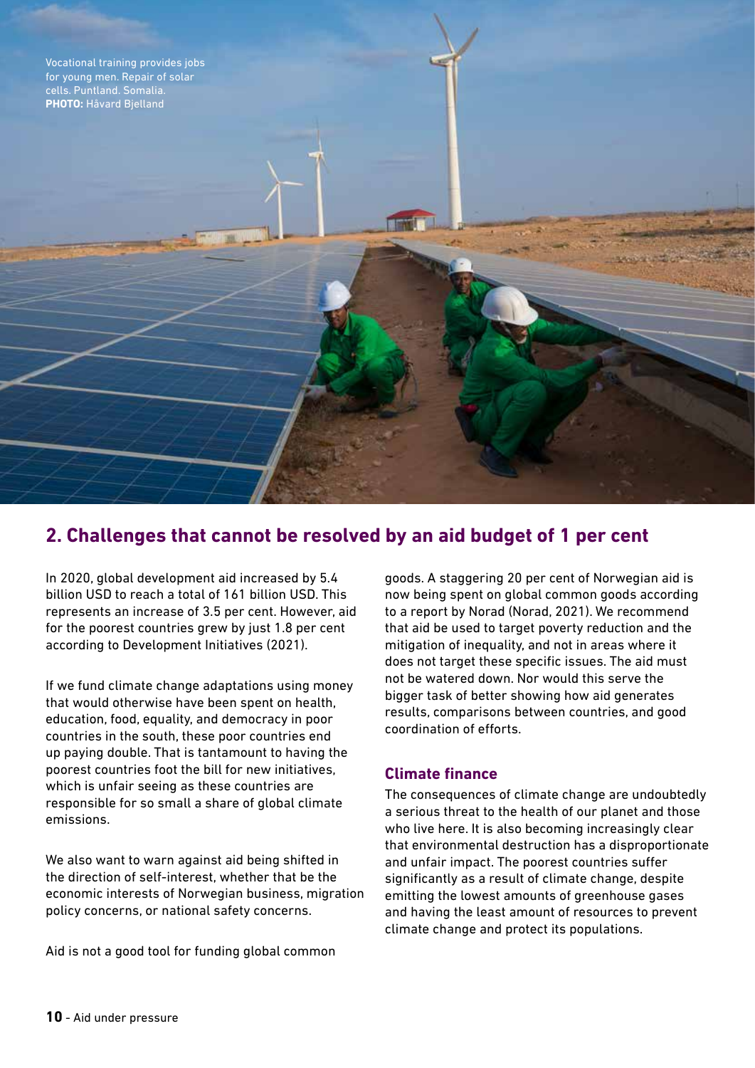Vocational training provides jobs for young men. Repair of solar cells. Puntland. Somalia. **PHOTO:** Håvard Bjelland

## 2. Challenges that cannot be resolved by an aid budget of 1 per cent

In 2020, global development aid increased by 5.4 billion USD to reach a total of 161 billion USD. This represents an increase of 3.5 per cent. However, aid for the poorest countries grew by just 1.8 per cent according to Development Initiatives (2021).

If we fund climate change adaptations using money that would otherwise have been spent on health, education, food, equality, and democracy in poor countries in the south, these poor countries end up paying double. That is tantamount to having the poorest countries foot the bill for new initiatives, which is unfair seeing as these countries are responsible for so small a share of global climate emissions.

We also want to warn against aid being shifted in the direction of self-interest, whether that be the economic interests of Norwegian business, migration policy concerns, or national safety concerns.

Aid is not a good tool for funding global common goods. A staggering 20 per cent of Norwegian aid is now being spent on global common goods according to a report by Norad (Norad, 2021). We recommend that aid be used to target poverty reduction and the mitigation of inequality, and not in areas where it does not target these specific issues. The aid must not be watered down. Nor would this serve the bigger task of better showing how aid generates results, comparisons between countries, and good coordination of efforts.

### Climate finance

The consequences of climate change are undoubtedly a serious threat to the health of our planet and those who live here. It is also becoming increasingly clear that environmental destruction has a disproportionate and unfair impact. The poorest countries suffer significantly as a result of climate change, despite emitting the lowest amounts of greenhouse gases and having the least amount of resources to prevent climate change and protect its populations.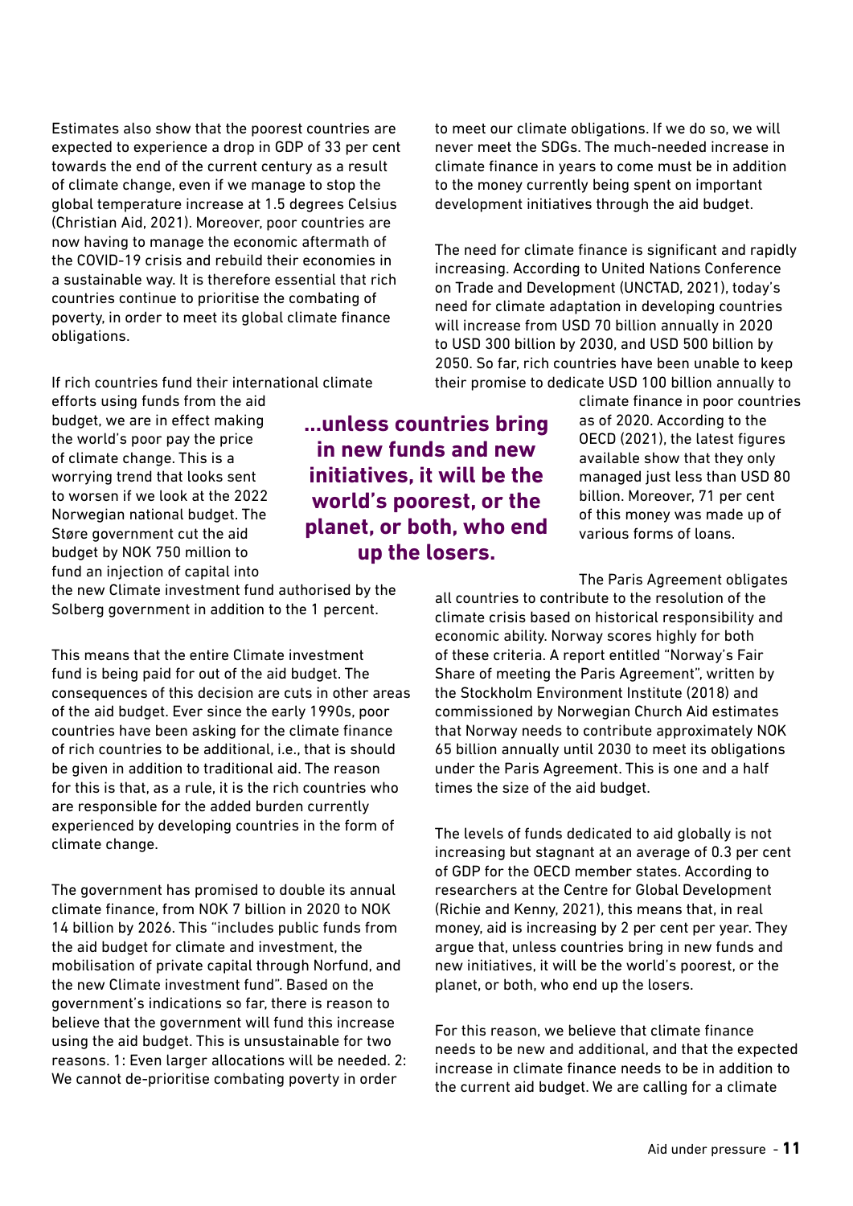Estimates also show that the poorest countries are expected to experience a drop in GDP of 33 per cent towards the end of the current century as a result of climate change, even if we manage to stop the global temperature increase at 1.5 degrees Celsius (Christian Aid, 2021). Moreover, poor countries are now having to manage the economic aftermath of the COVID-19 crisis and rebuild their economies in a sustainable way. It is therefore essential that rich countries continue to prioritise the combating of poverty, in order to meet its global climate finance obligations.

If rich countries fund their international climate efforts using funds from the aid budget, we are in effect making the world's poor pay the price of climate change. This is a worrying trend that looks sent to worsen if we look at the 2022 Norwegian national budget. The Støre government cut the aid budget by NOK 750 million to fund an injection of capital into the new Climate investment fund authorised by the Solberg government in addition to the 1 percent.

**...unless countries bring in new funds and new initiatives, it will be the world's poorest, or the planet, or both, who end up the losers.**

This means that the entire Climate investment fund is being paid for out of the aid budget. The consequences of this decision are cuts in other areas of the aid budget. Ever since the early 1990s, poor countries have been asking for the climate finance of rich countries to be additional, i.e., that is should be given in addition to traditional aid. The reason for this is that, as a rule, it is the rich countries who are responsible for the added burden currently experienced by developing countries in the form of climate change.

The government has promised to double its annual climate finance, from NOK 7 billion in 2020 to NOK 14 billion by 2026. This "includes public funds from the aid budget for climate and investment, the mobilisation of private capital through Norfund, and the new Climate investment fund". Based on the government's indications so far, there is reason to believe that the government will fund this increase using the aid budget. This is unsustainable for two reasons. 1: Even larger allocations will be needed. 2: We cannot de-prioritise combating poverty in order to meet our climate obligations. If we do so, we will never meet the SDGs. The much-needed increase in climate finance in years to come must be in addition to the money currently being spent on important development initiatives through the aid budget.

The need for climate finance is significant and rapidly increasing. According to United Nations Conference on Trade and Development (UNCTAD, 2021), today's need for climate adaptation in developing countries will increase from USD 70 billion annually in 2020 to USD 300 billion by 2030, and USD 500 billion by 2050. So far, rich countries have been unable to keep their promise to dedicate USD 100 billion annually to climate finance in poor countries as of 2020. According to the OECD (2021), the latest figures available show that they only managed just less than USD 80 billion. Moreover, 71 per cent of this money was made up of various forms of loans.

The Paris Agreement obligates all countries to contribute to the resolution of the climate crisis based on historical responsibility and economic ability. Norway scores highly for both of these criteria. A report entitled "Norway's Fair Share of meeting the Paris Agreement", written by the Stockholm Environment Institute (2018) and commissioned by Norwegian Church Aid estimates that Norway needs to contribute approximately NOK 65 billion annually until 2030 to meet its obligations under the Paris Agreement. This is one and a half times the size of the aid budget.

The levels of funds dedicated to aid globally is not increasing but stagnant at an average of 0.3 per cent of GDP for the OECD member states. According to researchers at the Centre for Global Development (Richie and Kenny, 2021), this means that, in real money, aid is increasing by 2 per cent per year. They argue that, unless countries bring in new funds and new initiatives, it will be the world's poorest, or the planet, or both, who end up the losers.

For this reason, we believe that climate finance needs to be new and additional, and that the expected increase in climate finance needs to be in addition to the current aid budget. We are calling for a climate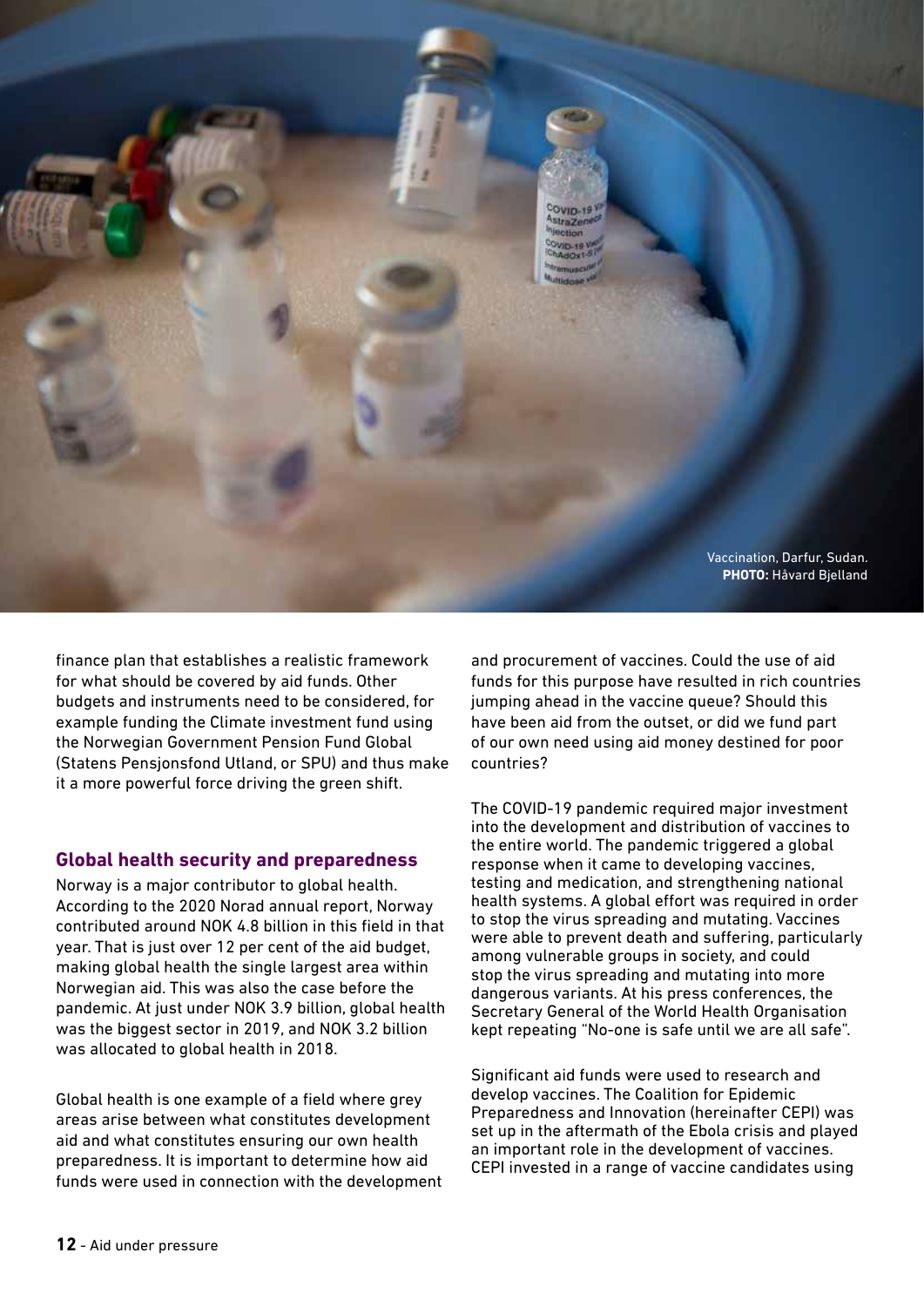Vaccination, Darfur, Sudan.
**PHOTO:** Håvard Bjelland

finance plan that establishes a realistic framework for what should be covered by aid funds. Other budgets and instruments need to be considered, for example funding the Climate investment fund using the Norwegian Government Pension Fund Global (Statens Pensjonsfond Utland, or SPU) and thus make it a more powerful force driving the green shift.

## Global health security and preparedness

Norway is a major contributor to global health. According to the 2020 Norad annual report, Norway contributed around NOK 4.8 billion in this field in that year. That is just over 12 per cent of the aid budget, making global health the single largest area within Norwegian aid. This was also the case before the pandemic. At just under NOK 3.9 billion, global health was the biggest sector in 2019, and NOK 3.2 billion was allocated to global health in 2018.

Global health is one example of a field where grey areas arise between what constitutes development aid and what constitutes ensuring our own health preparedness. It is important to determine how aid funds were used in connection with the development and procurement of vaccines. Could the use of aid funds for this purpose have resulted in rich countries jumping ahead in the vaccine queue? Should this have been aid from the outset, or did we fund part of our own need using aid money destined for poor countries?

The COVID-19 pandemic required major investment into the development and distribution of vaccines to the entire world. The pandemic triggered a global response when it came to developing vaccines, testing and medication, and strengthening national health systems. A global effort was required in order to stop the virus spreading and mutating. Vaccines were able to prevent death and suffering, particularly among vulnerable groups in society, and could stop the virus spreading and mutating into more dangerous variants. At his press conferences, the Secretary General of the World Health Organisation kept repeating "No-one is safe until we are all safe".

Significant aid funds were used to research and develop vaccines. The Coalition for Epidemic Preparedness and Innovation (hereinafter CEPI) was set up in the aftermath of the Ebola crisis and played an important role in the development of vaccines. CEPI invested in a range of vaccine candidates using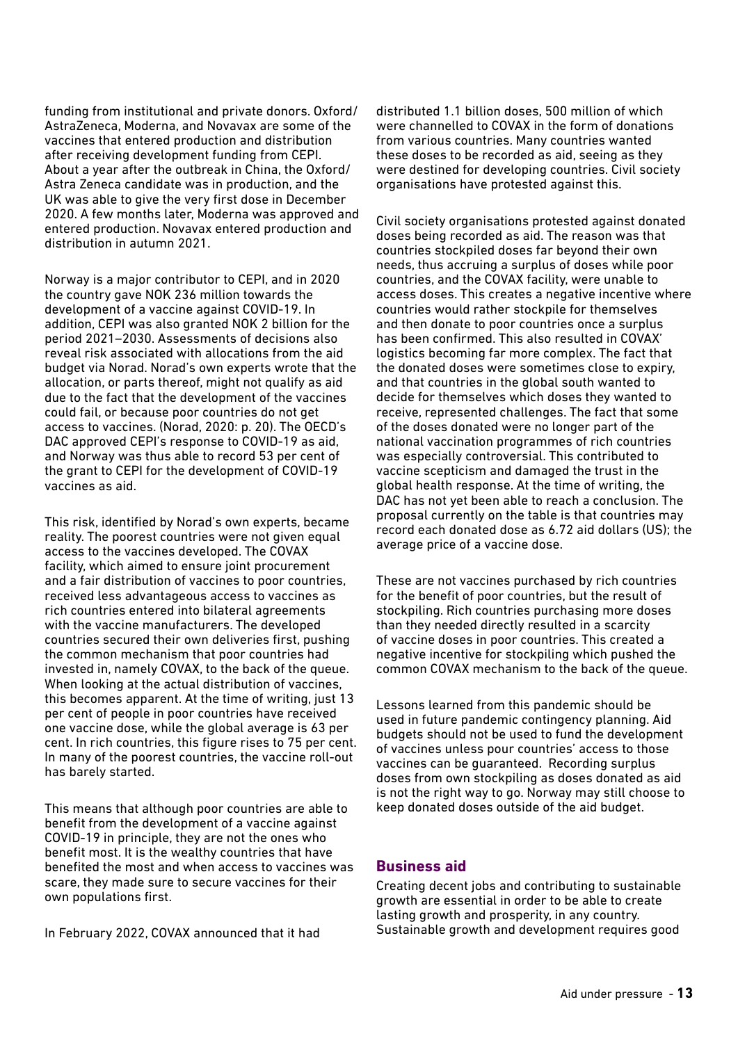funding from institutional and private donors. Oxford/AstraZeneca, Moderna, and Novavax are some of the vaccines that entered production and distribution after receiving development funding from CEPI. About a year after the outbreak in China, the Oxford/Astra Zeneca candidate was in production, and the UK was able to give the very first dose in December 2020. A few months later, Moderna was approved and entered production. Novavax entered production and distribution in autumn 2021.

Norway is a major contributor to CEPI, and in 2020 the country gave NOK 236 million towards the development of a vaccine against COVID-19. In addition, CEPI was also granted NOK 2 billion for the period 2021–2030. Assessments of decisions also reveal risk associated with allocations from the aid budget via Norad. Norad's own experts wrote that the allocation, or parts thereof, might not qualify as aid due to the fact that the development of the vaccines could fail, or because poor countries do not get access to vaccines. (Norad, 2020: p. 20). The OECD's DAC approved CEPI's response to COVID-19 as aid, and Norway was thus able to record 53 per cent of the grant to CEPI for the development of COVID-19 vaccines as aid.

This risk, identified by Norad's own experts, became reality. The poorest countries were not given equal access to the vaccines developed. The COVAX facility, which aimed to ensure joint procurement and a fair distribution of vaccines to poor countries, received less advantageous access to vaccines as rich countries entered into bilateral agreements with the vaccine manufacturers. The developed countries secured their own deliveries first, pushing the common mechanism that poor countries had invested in, namely COVAX, to the back of the queue. When looking at the actual distribution of vaccines, this becomes apparent. At the time of writing, just 13 per cent of people in poor countries have received one vaccine dose, while the global average is 63 per cent. In rich countries, this figure rises to 75 per cent. In many of the poorest countries, the vaccine roll-out has barely started.

This means that although poor countries are able to benefit from the development of a vaccine against COVID-19 in principle, they are not the ones who benefit most. It is the wealthy countries that have benefited the most and when access to vaccines was scare, they made sure to secure vaccines for their own populations first.

In February 2022, COVAX announced that it had distributed 1.1 billion doses, 500 million of which were channelled to COVAX in the form of donations from various countries. Many countries wanted these doses to be recorded as aid, seeing as they were destined for developing countries. Civil society organisations have protested against this.

Civil society organisations protested against donated doses being recorded as aid. The reason was that countries stockpiled doses far beyond their own needs, thus accruing a surplus of doses while poor countries, and the COVAX facility, were unable to access doses. This creates a negative incentive where countries would rather stockpile for themselves and then donate to poor countries once a surplus has been confirmed. This also resulted in COVAX' logistics becoming far more complex. The fact that the donated doses were sometimes close to expiry, and that countries in the global south wanted to decide for themselves which doses they wanted to receive, represented challenges. The fact that some of the doses donated were no longer part of the national vaccination programmes of rich countries was especially controversial. This contributed to vaccine scepticism and damaged the trust in the global health response. At the time of writing, the DAC has not yet been able to reach a conclusion. The proposal currently on the table is that countries may record each donated dose as 6.72 aid dollars (US); the average price of a vaccine dose.

These are not vaccines purchased by rich countries for the benefit of poor countries, but the result of stockpiling. Rich countries purchasing more doses than they needed directly resulted in a scarcity of vaccine doses in poor countries. This created a negative incentive for stockpiling which pushed the common COVAX mechanism to the back of the queue.

Lessons learned from this pandemic should be used in future pandemic contingency planning. Aid budgets should not be used to fund the development of vaccines unless pour countries' access to those vaccines can be guaranteed. Recording surplus doses from own stockpiling as doses donated as aid is not the right way to go. Norway may still choose to keep donated doses outside of the aid budget.

## Business aid

Creating decent jobs and contributing to sustainable growth are essential in order to be able to create lasting growth and prosperity, in any country. Sustainable growth and development requires good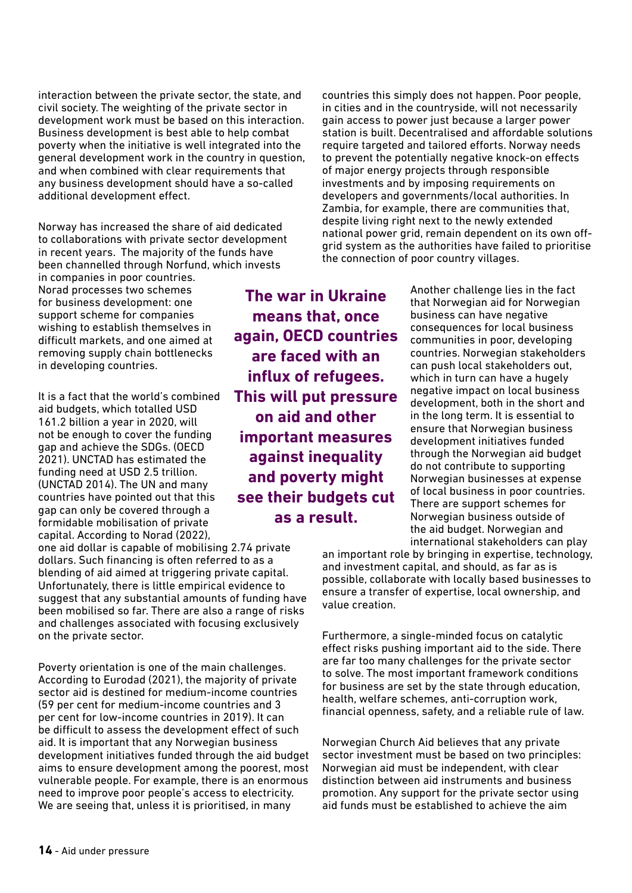interaction between the private sector, the state, and civil society. The weighting of the private sector in development work must be based on this interaction. Business development is best able to help combat poverty when the initiative is well integrated into the general development work in the country in question, and when combined with clear requirements that any business development should have a so-called additional development effect.

Norway has increased the share of aid dedicated to collaborations with private sector development in recent years. The majority of the funds have been channelled through Norfund, which invests in companies in poor countries. Norad processes two schemes for business development: one support scheme for companies wishing to establish themselves in difficult markets, and one aimed at removing supply chain bottlenecks in developing countries.

It is a fact that the world's combined aid budgets, which totalled USD 161.2 billion a year in 2020, will not be enough to cover the funding gap and achieve the SDGs. (OECD 2021). UNCTAD has estimated the funding need at USD 2.5 trillion. (UNCTAD 2014). The UN and many countries have pointed out that this gap can only be covered through a formidable mobilisation of private capital. According to Norad (2022), one aid dollar is capable of mobilising 2.74 private dollars. Such financing is often referred to as a blending of aid aimed at triggering private capital. Unfortunately, there is little empirical evidence to suggest that any substantial amounts of funding have been mobilised so far. There are also a range of risks and challenges associated with focusing exclusively on the private sector.

Poverty orientation is one of the main challenges. According to Eurodad (2021), the majority of private sector aid is destined for medium-income countries (59 per cent for medium-income countries and 3 per cent for low-income countries in 2019). It can be difficult to assess the development effect of such aid. It is important that any Norwegian business development initiatives funded through the aid budget aims to ensure development among the poorest, most vulnerable people. For example, there is an enormous need to improve poor people's access to electricity. We are seeing that, unless it is prioritised, in many countries this simply does not happen. Poor people, in cities and in the countryside, will not necessarily gain access to power just because a larger power station is built. Decentralised and affordable solutions require targeted and tailored efforts. Norway needs to prevent the potentially negative knock-on effects of major energy projects through responsible investments and by imposing requirements on developers and governments/local authorities. In Zambia, for example, there are communities that, despite living right next to the newly extended national power grid, remain dependent on its own off-grid system as the authorities have failed to prioritise the connection of poor country villages.

**The war in Ukraine means that, once again, OECD countries are faced with an influx of refugees. This will put pressure on aid and other important measures against inequality and poverty might see their budgets cut as a result.**

Another challenge lies in the fact that Norwegian aid for Norwegian business can have negative consequences for local business communities in poor, developing countries. Norwegian stakeholders can push local stakeholders out, which in turn can have a hugely negative impact on local business development, both in the short and in the long term. It is essential to ensure that Norwegian business development initiatives funded through the Norwegian aid budget do not contribute to supporting Norwegian businesses at expense of local business in poor countries. There are support schemes for Norwegian business outside of the aid budget. Norwegian and international stakeholders can play an important role by bringing in expertise, technology, and investment capital, and should, as far as is possible, collaborate with locally based businesses to ensure a transfer of expertise, local ownership, and value creation.

Furthermore, a single-minded focus on catalytic effect risks pushing important aid to the side. There are far too many challenges for the private sector to solve. The most important framework conditions for business are set by the state through education, health, welfare schemes, anti-corruption work, financial openness, safety, and a reliable rule of law.

Norwegian Church Aid believes that any private sector investment must be based on two principles: Norwegian aid must be independent, with clear distinction between aid instruments and business promotion. Any support for the private sector using aid funds must be established to achieve the aim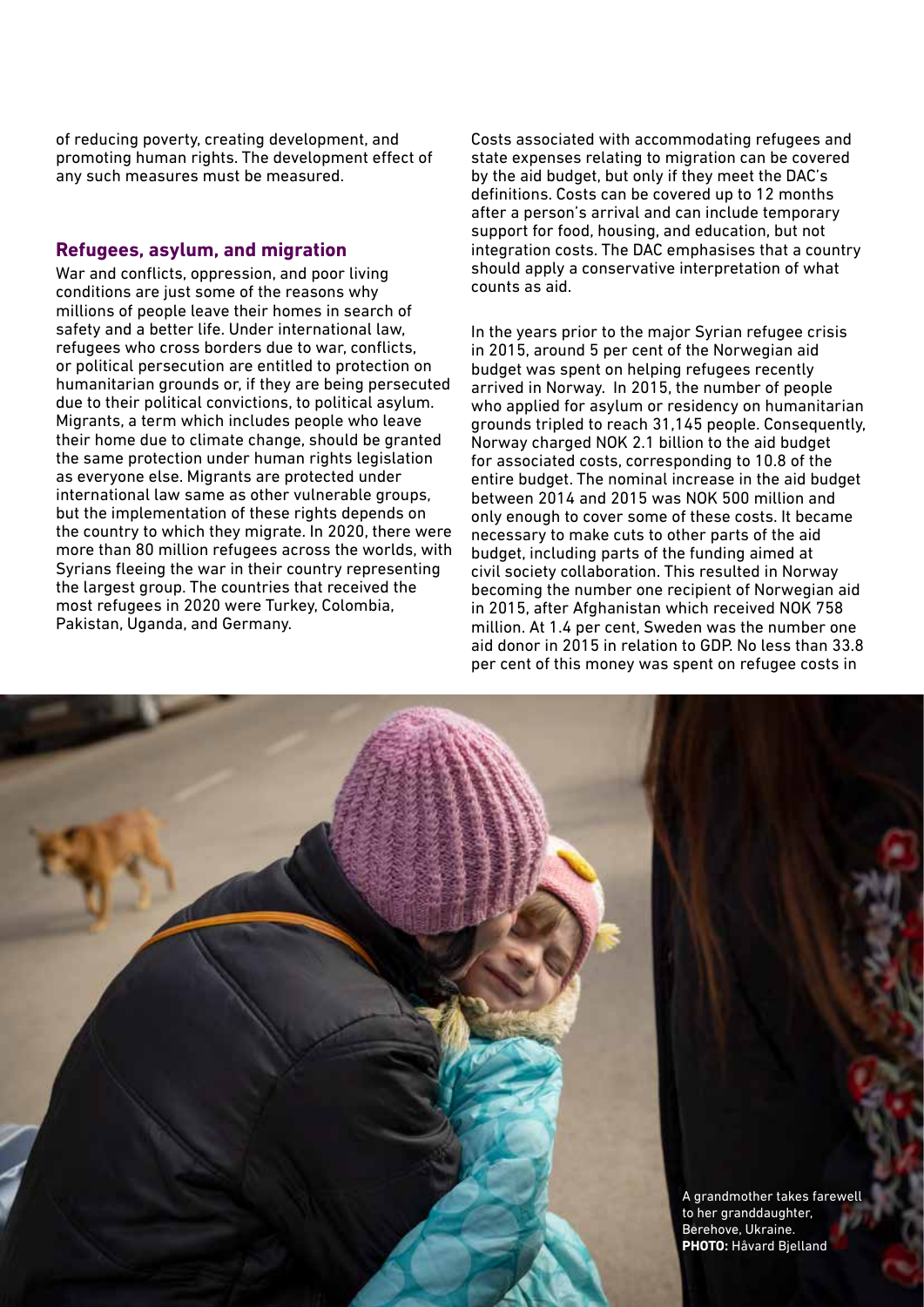of reducing poverty, creating development, and promoting human rights. The development effect of any such measures must be measured.

## Refugees, asylum, and migration

War and conflicts, oppression, and poor living conditions are just some of the reasons why millions of people leave their homes in search of safety and a better life. Under international law, refugees who cross borders due to war, conflicts, or political persecution are entitled to protection on humanitarian grounds or, if they are being persecuted due to their political convictions, to political asylum. Migrants, a term which includes people who leave their home due to climate change, should be granted the same protection under human rights legislation as everyone else. Migrants are protected under international law same as other vulnerable groups, but the implementation of these rights depends on the country to which they migrate. In 2020, there were more than 80 million refugees across the worlds, with Syrians fleeing the war in their country representing the largest group. The countries that received the most refugees in 2020 were Turkey, Colombia, Pakistan, Uganda, and Germany.

Costs associated with accommodating refugees and state expenses relating to migration can be covered by the aid budget, but only if they meet the DAC's definitions. Costs can be covered up to 12 months after a person's arrival and can include temporary support for food, housing, and education, but not integration costs. The DAC emphasises that a country should apply a conservative interpretation of what counts as aid.

In the years prior to the major Syrian refugee crisis in 2015, around 5 per cent of the Norwegian aid budget was spent on helping refugees recently arrived in Norway. In 2015, the number of people who applied for asylum or residency on humanitarian grounds tripled to reach 31,145 people. Consequently, Norway charged NOK 2.1 billion to the aid budget for associated costs, corresponding to 10.8 of the entire budget. The nominal increase in the aid budget between 2014 and 2015 was NOK 500 million and only enough to cover some of these costs. It became necessary to make cuts to other parts of the aid budget, including parts of the funding aimed at civil society collaboration. This resulted in Norway becoming the number one recipient of Norwegian aid in 2015, after Afghanistan which received NOK 758 million. At 1.4 per cent, Sweden was the number one aid donor in 2015 in relation to GDP. No less than 33.8 per cent of this money was spent on refugee costs in

A grandmother takes farewell to her granddaughter, Berehove, Ukraine. **PHOTO:** Håvard Bjelland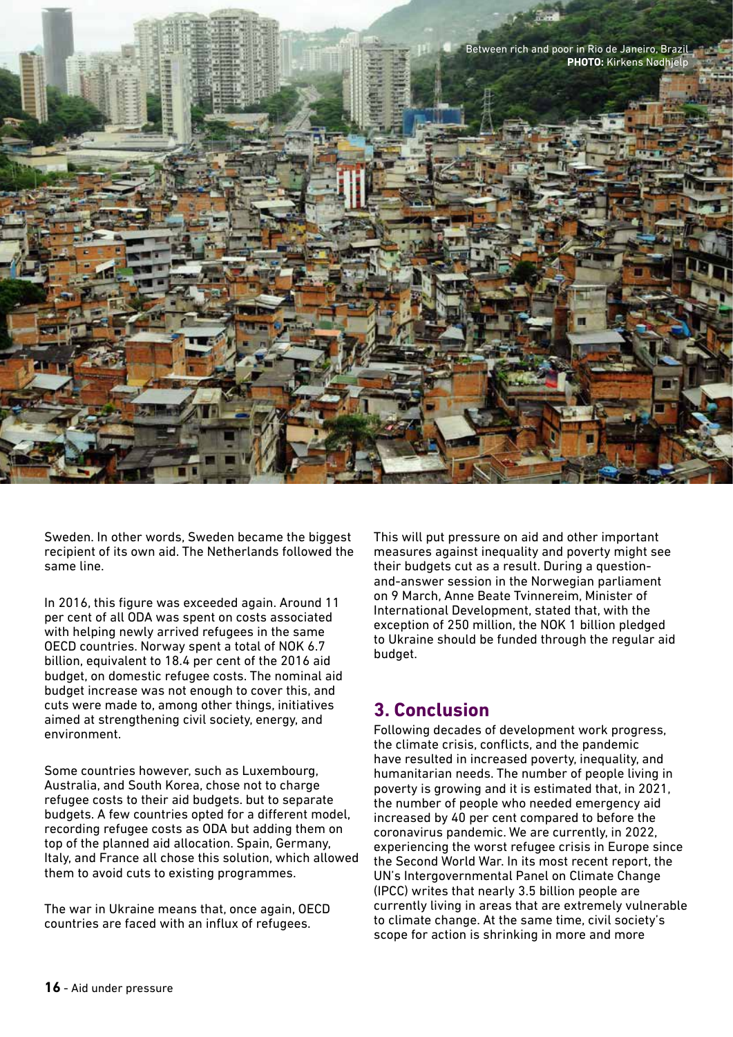Between rich and poor in Rio de Janeiro, Brazil
**PHOTO:** Kirkens Nødhjelp

Sweden. In other words, Sweden became the biggest recipient of its own aid. The Netherlands followed the same line.

In 2016, this figure was exceeded again. Around 11 per cent of all ODA was spent on costs associated with helping newly arrived refugees in the same OECD countries. Norway spent a total of NOK 6.7 billion, equivalent to 18.4 per cent of the 2016 aid budget, on domestic refugee costs. The nominal aid budget increase was not enough to cover this, and cuts were made to, among other things, initiatives aimed at strengthening civil society, energy, and environment.

Some countries however, such as Luxembourg, Australia, and South Korea, chose not to charge refugee costs to their aid budgets. but to separate budgets. A few countries opted for a different model, recording refugee costs as ODA but adding them on top of the planned aid allocation. Spain, Germany, Italy, and France all chose this solution, which allowed them to avoid cuts to existing programmes.

The war in Ukraine means that, once again, OECD countries are faced with an influx of refugees. This will put pressure on aid and other important measures against inequality and poverty might see their budgets cut as a result. During a question-and-answer session in the Norwegian parliament on 9 March, Anne Beate Tvinnereim, Minister of International Development, stated that, with the exception of 250 million, the NOK 1 billion pledged to Ukraine should be funded through the regular aid budget.

## 3. Conclusion

Following decades of development work progress, the climate crisis, conflicts, and the pandemic have resulted in increased poverty, inequality, and humanitarian needs. The number of people living in poverty is growing and it is estimated that, in 2021, the number of people who needed emergency aid increased by 40 per cent compared to before the coronavirus pandemic. We are currently, in 2022, experiencing the worst refugee crisis in Europe since the Second World War. In its most recent report, the UN's Intergovernmental Panel on Climate Change (IPCC) writes that nearly 3.5 billion people are currently living in areas that are extremely vulnerable to climate change. At the same time, civil society's scope for action is shrinking in more and more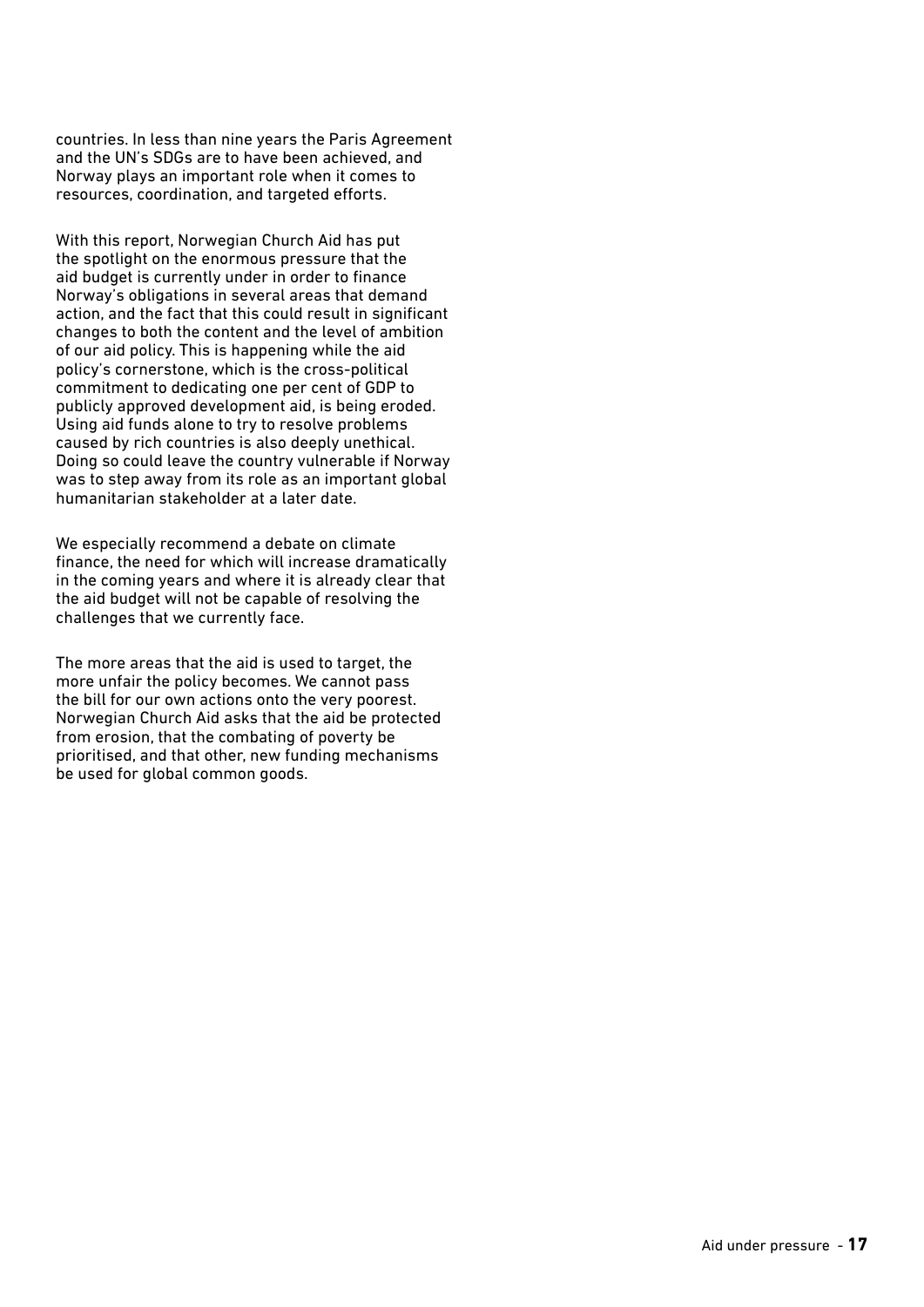countries. In less than nine years the Paris Agreement and the UN's SDGs are to have been achieved, and Norway plays an important role when it comes to resources, coordination, and targeted efforts.

With this report, Norwegian Church Aid has put the spotlight on the enormous pressure that the aid budget is currently under in order to finance Norway's obligations in several areas that demand action, and the fact that this could result in significant changes to both the content and the level of ambition of our aid policy. This is happening while the aid policy's cornerstone, which is the cross-political commitment to dedicating one per cent of GDP to publicly approved development aid, is being eroded. Using aid funds alone to try to resolve problems caused by rich countries is also deeply unethical. Doing so could leave the country vulnerable if Norway was to step away from its role as an important global humanitarian stakeholder at a later date.

We especially recommend a debate on climate finance, the need for which will increase dramatically in the coming years and where it is already clear that the aid budget will not be capable of resolving the challenges that we currently face.

The more areas that the aid is used to target, the more unfair the policy becomes. We cannot pass the bill for our own actions onto the very poorest. Norwegian Church Aid asks that the aid be protected from erosion, that the combating of poverty be prioritised, and that other, new funding mechanisms be used for global common goods.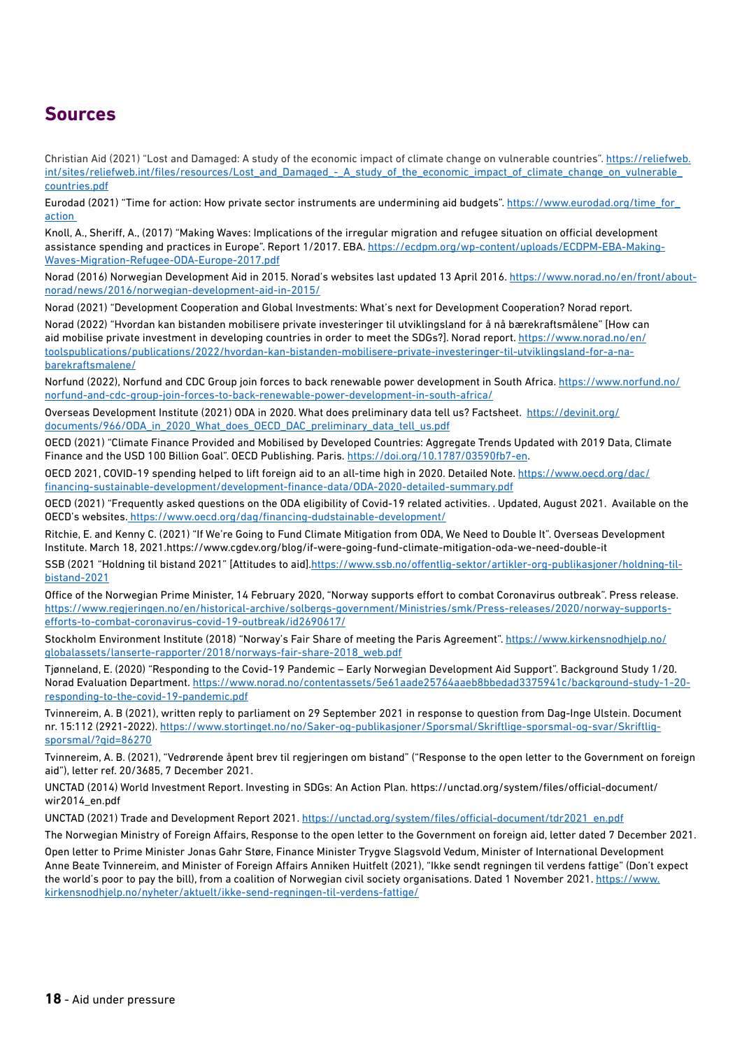## Sources

Christian Aid (2021) "Lost and Damaged: A study of the economic impact of climate change on vulnerable countries". https://reliefweb.int/sites/reliefweb.int/files/resources/Lost_and_Damaged_-_A_study_of_the_economic_impact_of_climate_change_on_vulnerable_countries.pdf

Eurodad (2021) "Time for action: How private sector instruments are undermining aid budgets". https://www.eurodad.org/time_for_action

Knoll, A., Sheriff, A., (2017) "Making Waves: Implications of the irregular migration and refugee situation on official development assistance spending and practices in Europe". Report 1/2017. EBA. https://ecdpm.org/wp-content/uploads/ECDPM-EBA-Making-Waves-Migration-Refugee-ODA-Europe-2017.pdf

Norad (2016) Norwegian Development Aid in 2015. Norad's websites last updated 13 April 2016. https://www.norad.no/en/front/about-norad/news/2016/norwegian-development-aid-in-2015/

Norad (2021) "Development Cooperation and Global Investments: What's next for Development Cooperation? Norad report.

Norad (2022) "Hvordan kan bistanden mobilisere private investeringer til utviklingsland for å nå bærekraftsmålene" [How can aid mobilise private investment in developing countries in order to meet the SDGs?]. Norad report. https://www.norad.no/en/toolspublications/publications/2022/hvordan-kan-bistanden-mobilisere-private-investeringer-til-utviklingsland-for-a-na-barekraftsmalene/

Norfund (2022), Norfund and CDC Group join forces to back renewable power development in South Africa. https://www.norfund.no/norfund-and-cdc-group-join-forces-to-back-renewable-power-development-in-south-africa/

Overseas Development Institute (2021) ODA in 2020. What does preliminary data tell us? Factsheet. https://devinit.org/documents/966/ODA_in_2020_What_does_OECD_DAC_preliminary_data_tell_us.pdf

OECD (2021) "Climate Finance Provided and Mobilised by Developed Countries: Aggregate Trends Updated with 2019 Data, Climate Finance and the USD 100 Billion Goal". OECD Publishing. Paris. https://doi.org/10.1787/03590fb7-en.

OECD 2021, COVID-19 spending helped to lift foreign aid to an all-time high in 2020. Detailed Note. https://www.oecd.org/dac/financing-sustainable-development/development-finance-data/ODA-2020-detailed-summary.pdf

OECD (2021) "Frequently asked questions on the ODA eligibility of Covid-19 related activities. . Updated, August 2021. Available on the OECD's websites. https://www.oecd.org/dag/financing-dudstainable-development/

Ritchie, E. and Kenny C. (2021) "If We're Going to Fund Climate Mitigation from ODA, We Need to Double It". Overseas Development Institute. March 18, 2021.https://www.cgdev.org/blog/if-were-going-fund-climate-mitigation-oda-we-need-double-it

SSB (2021 "Holdning til bistand 2021" [Attitudes to aid].https://www.ssb.no/offentlig-sektor/artikler-org-publikasjoner/holdning-til-bistand-2021

Office of the Norwegian Prime Minister, 14 February 2020, "Norway supports effort to combat Coronavirus outbreak". Press release. https://www.regjeringen.no/en/historical-archive/solbergs-government/Ministries/smk/Press-releases/2020/norway-supports-efforts-to-combat-coronavirus-covid-19-outbreak/id2690617/

Stockholm Environment Institute (2018) "Norway's Fair Share of meeting the Paris Agreement". https://www.kirkensnodhjelp.no/globalassets/lanserte-rapporter/2018/norways-fair-share-2018_web.pdf

Tjønneland, E. (2020) "Responding to the Covid-19 Pandemic – Early Norwegian Development Aid Support". Background Study 1/20. Norad Evaluation Department. https://www.norad.no/contentassets/5e61aade25764aaeb8bbedad3375941c/background-study-1-20-responding-to-the-covid-19-pandemic.pdf

Tvinnereim, A. B (2021), written reply to parliament on 29 September 2021 in response to question from Dag-Inge Ulstein. Document nr. 15:112 (2921-2022). https://www.stortinget.no/no/Saker-og-publikasjoner/Sporsmal/Skriftlige-sporsmal-og-svar/Skriftlig-sporsmal/?qid=86270

Tvinnereim, A. B. (2021), "Vedrørende åpent brev til regjeringen om bistand" ("Response to the open letter to the Government on foreign aid"), letter ref. 20/3685, 7 December 2021.

UNCTAD (2014) World Investment Report. Investing in SDGs: An Action Plan. https://unctad.org/system/files/official-document/wir2014_en.pdf

UNCTAD (2021) Trade and Development Report 2021. https://unctad.org/system/files/official-document/tdr2021_en.pdf

The Norwegian Ministry of Foreign Affairs, Response to the open letter to the Government on foreign aid, letter dated 7 December 2021.

Open letter to Prime Minister Jonas Gahr Støre, Finance Minister Trygve Slagsvold Vedum, Minister of International Development Anne Beate Tvinnereim, and Minister of Foreign Affairs Anniken Huitfelt (2021), "Ikke sendt regningen til verdens fattige" (Don't expect the world's poor to pay the bill), from a coalition of Norwegian civil society organisations. Dated 1 November 2021. https://www.kirkensnodhjelp.no/nyheter/aktuelt/ikke-send-regningen-til-verdens-fattige/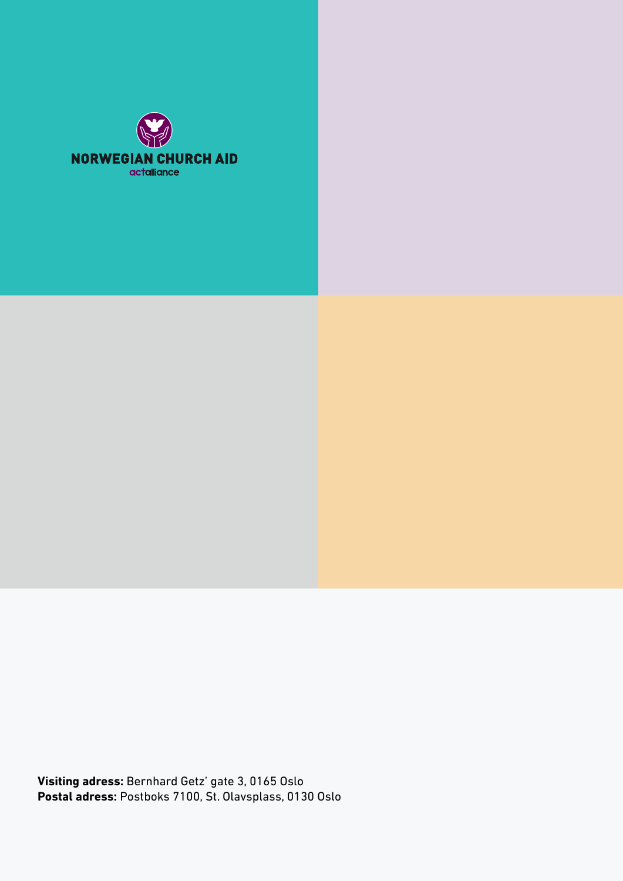NORWEGIAN CHURCH AID

actalliance

**Visiting adress:** Bernhard Getz' gate 3, 0165 Oslo
**Postal adress:** Postboks 7100, St. Olavsplass, 0130 Oslo